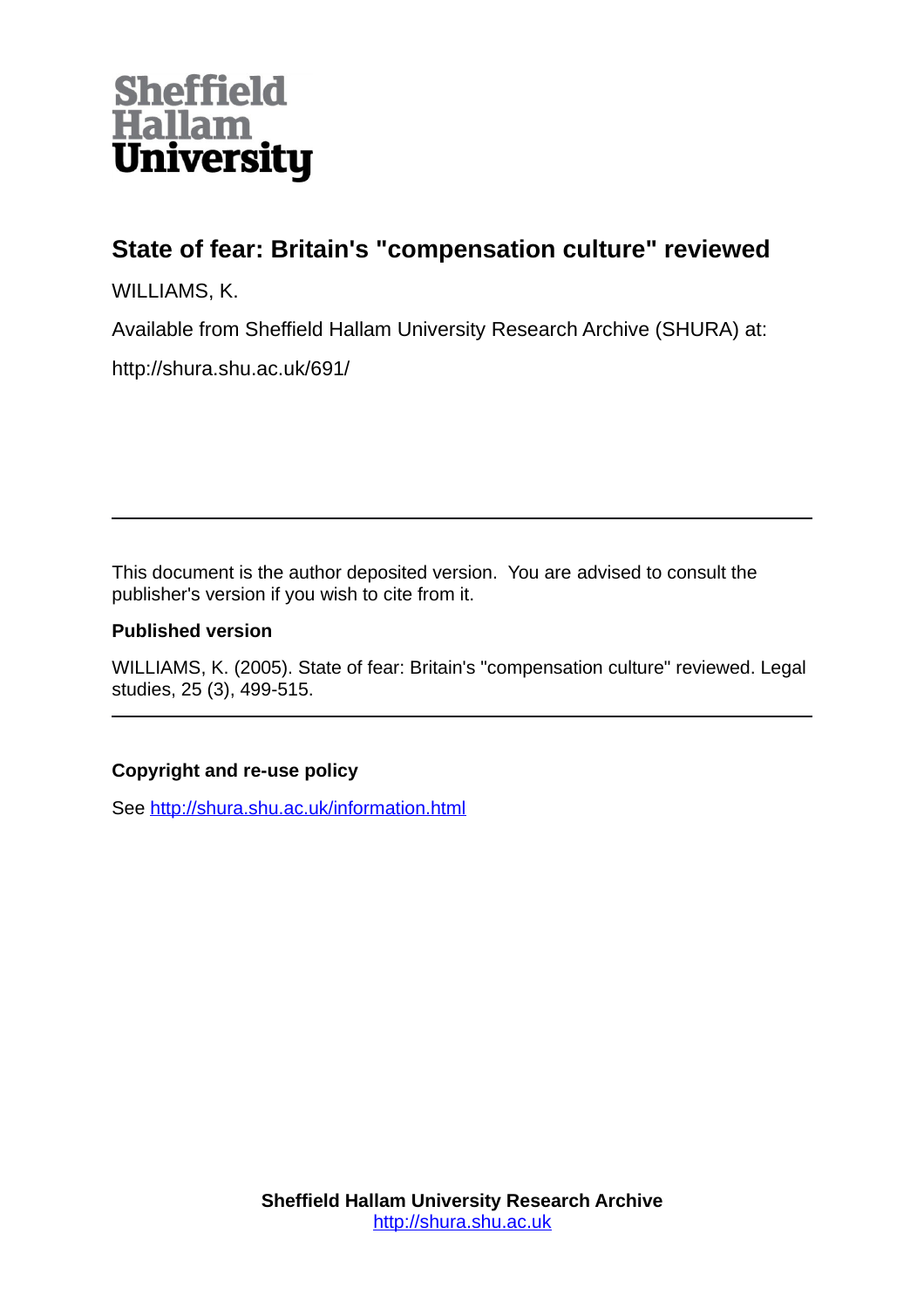**Sheffield Hallam University**

# State of fear: Britain's "compensation culture" reviewed

WILLIAMS, K.

Available from Sheffield Hallam University Research Archive (SHURA) at:

http://shura.shu.ac.uk/691/

---

This document is the author deposited version. You are advised to consult the publisher's version if you wish to cite from it.

### Published version

WILLIAMS, K. (2005). State of fear: Britain's "compensation culture" reviewed. Legal studies, 25 (3), 499-515.

---

### Copyright and re-use policy

See http://shura.shu.ac.uk/information.html

**Sheffield Hallam University Research Archive**
http://shura.shu.ac.uk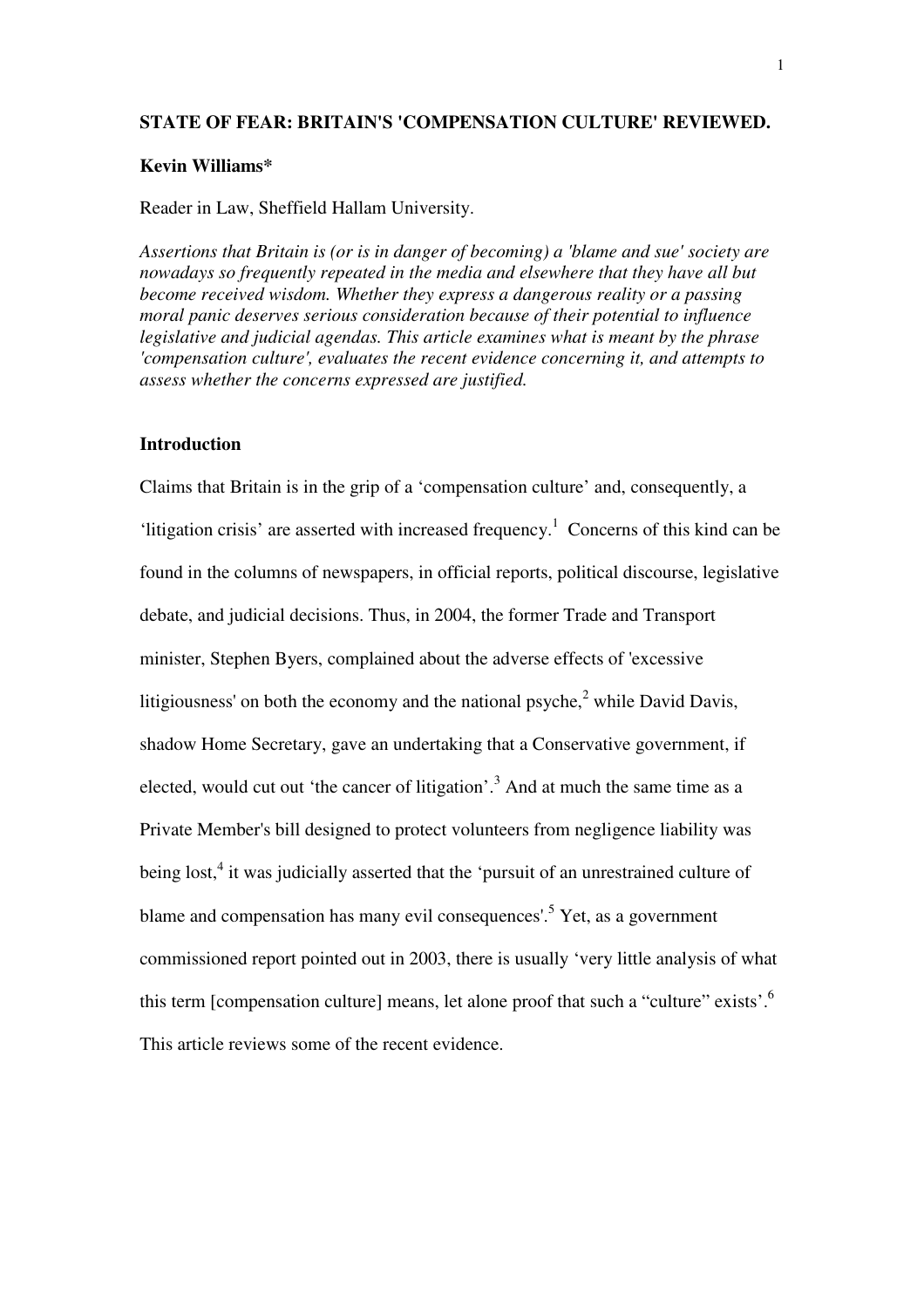**STATE OF FEAR: BRITAIN'S 'COMPENSATION CULTURE' REVIEWED.**

**Kevin Williams***

Reader in Law, Sheffield Hallam University.

*Assertions that Britain is (or is in danger of becoming) a 'blame and sue' society are nowadays so frequently repeated in the media and elsewhere that they have all but become received wisdom. Whether they express a dangerous reality or a passing moral panic deserves serious consideration because of their potential to influence legislative and judicial agendas. This article examines what is meant by the phrase 'compensation culture', evaluates the recent evidence concerning it, and attempts to assess whether the concerns expressed are justified.*

## Introduction

Claims that Britain is in the grip of a 'compensation culture' and, consequently, a 'litigation crisis' are asserted with increased frequency.[1] Concerns of this kind can be found in the columns of newspapers, in official reports, political discourse, legislative debate, and judicial decisions. Thus, in 2004, the former Trade and Transport minister, Stephen Byers, complained about the adverse effects of 'excessive litigiousness' on both the economy and the national psyche,[2] while David Davis, shadow Home Secretary, gave an undertaking that a Conservative government, if elected, would cut out 'the cancer of litigation'.[3] And at much the same time as a Private Member's bill designed to protect volunteers from negligence liability was being lost,[4] it was judicially asserted that the 'pursuit of an unrestrained culture of blame and compensation has many evil consequences'.[5] Yet, as a government commissioned report pointed out in 2003, there is usually 'very little analysis of what this term [compensation culture] means, let alone proof that such a "culture" exists'.[6] This article reviews some of the recent evidence.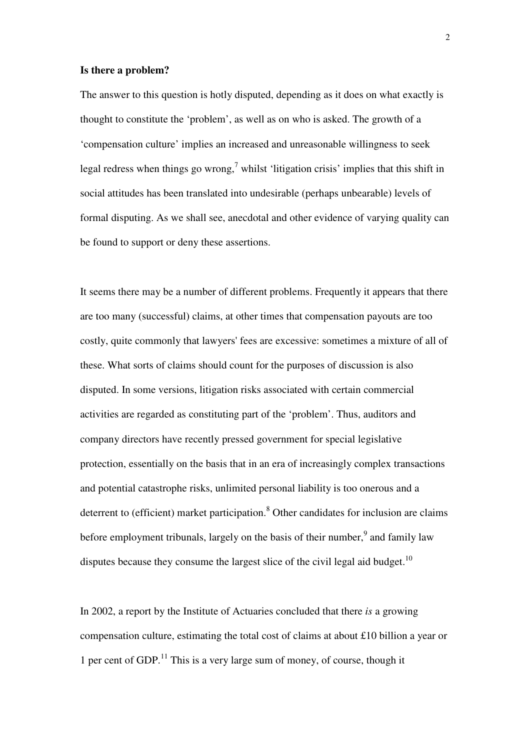**Is there a problem?**

The answer to this question is hotly disputed, depending as it does on what exactly is thought to constitute the 'problem', as well as on who is asked. The growth of a 'compensation culture' implies an increased and unreasonable willingness to seek legal redress when things go wrong,[7] whilst 'litigation crisis' implies that this shift in social attitudes has been translated into undesirable (perhaps unbearable) levels of formal disputing. As we shall see, anecdotal and other evidence of varying quality can be found to support or deny these assertions.

It seems there may be a number of different problems. Frequently it appears that there are too many (successful) claims, at other times that compensation payouts are too costly, quite commonly that lawyers' fees are excessive: sometimes a mixture of all of these. What sorts of claims should count for the purposes of discussion is also disputed. In some versions, litigation risks associated with certain commercial activities are regarded as constituting part of the 'problem'. Thus, auditors and company directors have recently pressed government for special legislative protection, essentially on the basis that in an era of increasingly complex transactions and potential catastrophe risks, unlimited personal liability is too onerous and a deterrent to (efficient) market participation.[8] Other candidates for inclusion are claims before employment tribunals, largely on the basis of their number,[9] and family law disputes because they consume the largest slice of the civil legal aid budget.[10]

In 2002, a report by the Institute of Actuaries concluded that there *is* a growing compensation culture, estimating the total cost of claims at about £10 billion a year or 1 per cent of GDP.[11] This is a very large sum of money, of course, though it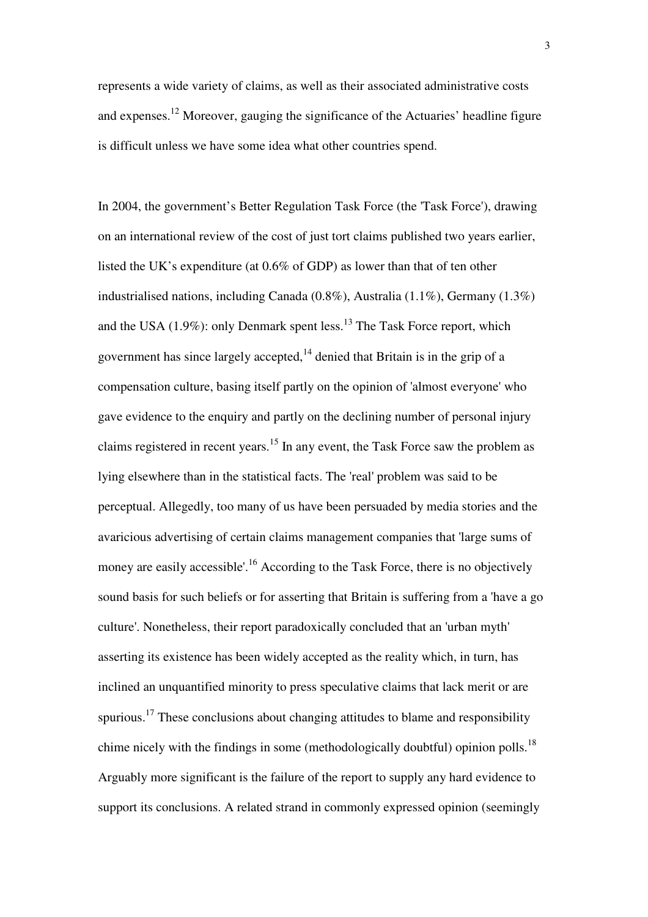represents a wide variety of claims, as well as their associated administrative costs and expenses.[12] Moreover, gauging the significance of the Actuaries' headline figure is difficult unless we have some idea what other countries spend.

In 2004, the government's Better Regulation Task Force (the 'Task Force'), drawing on an international review of the cost of just tort claims published two years earlier, listed the UK's expenditure (at 0.6% of GDP) as lower than that of ten other industrialised nations, including Canada (0.8%), Australia (1.1%), Germany (1.3%) and the USA (1.9%): only Denmark spent less.[13] The Task Force report, which government has since largely accepted,[14] denied that Britain is in the grip of a compensation culture, basing itself partly on the opinion of 'almost everyone' who gave evidence to the enquiry and partly on the declining number of personal injury claims registered in recent years.[15] In any event, the Task Force saw the problem as lying elsewhere than in the statistical facts. The 'real' problem was said to be perceptual. Allegedly, too many of us have been persuaded by media stories and the avaricious advertising of certain claims management companies that 'large sums of money are easily accessible'.[16] According to the Task Force, there is no objectively sound basis for such beliefs or for asserting that Britain is suffering from a 'have a go culture'. Nonetheless, their report paradoxically concluded that an 'urban myth' asserting its existence has been widely accepted as the reality which, in turn, has inclined an unquantified minority to press speculative claims that lack merit or are spurious.[17] These conclusions about changing attitudes to blame and responsibility chime nicely with the findings in some (methodologically doubtful) opinion polls.[18] Arguably more significant is the failure of the report to supply any hard evidence to support its conclusions. A related strand in commonly expressed opinion (seemingly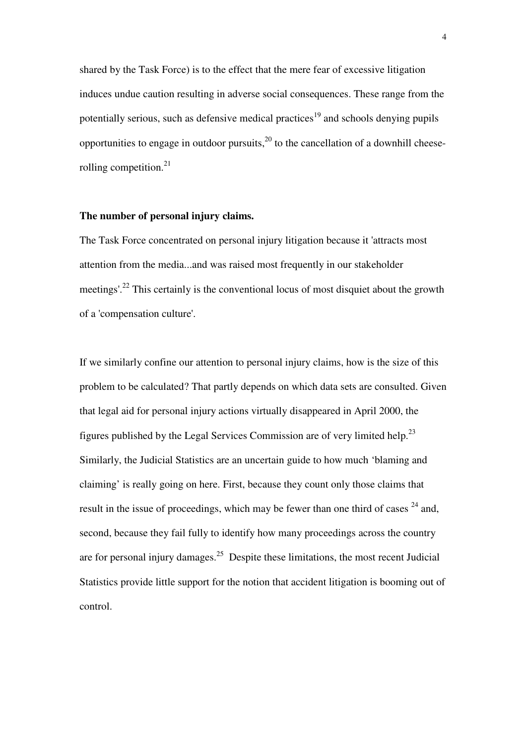shared by the Task Force) is to the effect that the mere fear of excessive litigation induces undue caution resulting in adverse social consequences. These range from the potentially serious, such as defensive medical practices[19] and schools denying pupils opportunities to engage in outdoor pursuits,[20] to the cancellation of a downhill cheese-rolling competition.[21]

**The number of personal injury claims.**

The Task Force concentrated on personal injury litigation because it 'attracts most attention from the media...and was raised most frequently in our stakeholder meetings'.[22] This certainly is the conventional locus of most disquiet about the growth of a 'compensation culture'.

If we similarly confine our attention to personal injury claims, how is the size of this problem to be calculated? That partly depends on which data sets are consulted. Given that legal aid for personal injury actions virtually disappeared in April 2000, the figures published by the Legal Services Commission are of very limited help.[23] Similarly, the Judicial Statistics are an uncertain guide to how much 'blaming and claiming' is really going on here. First, because they count only those claims that result in the issue of proceedings, which may be fewer than one third of cases [24] and, second, because they fail fully to identify how many proceedings across the country are for personal injury damages.[25] Despite these limitations, the most recent Judicial Statistics provide little support for the notion that accident litigation is booming out of control.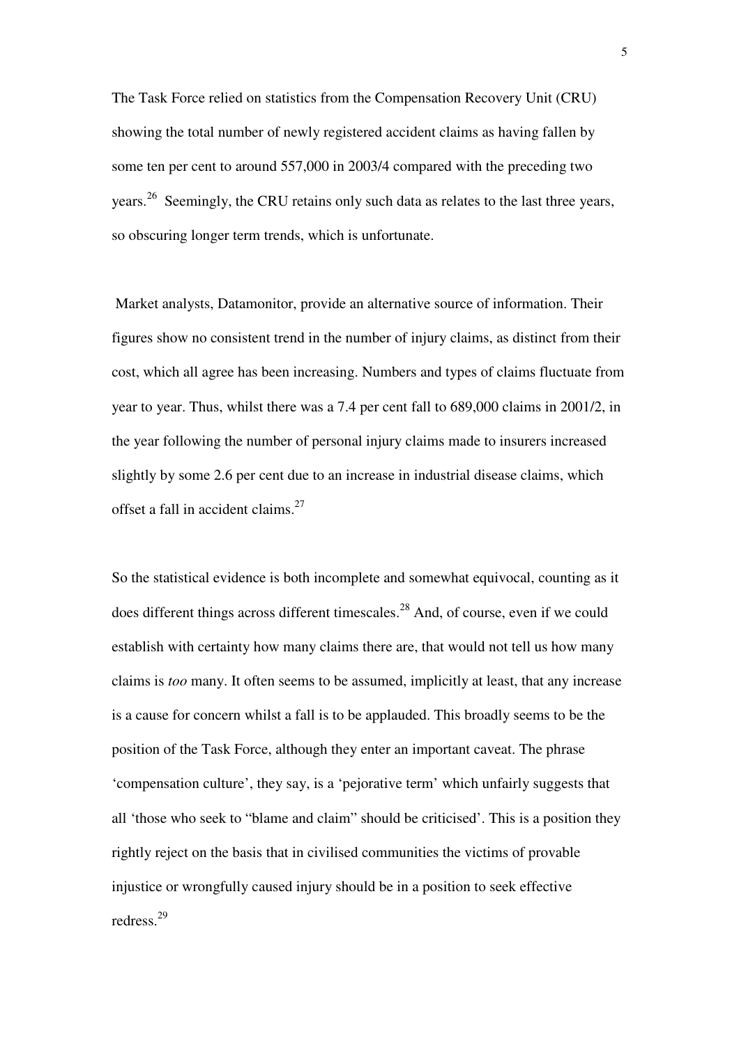The Task Force relied on statistics from the Compensation Recovery Unit (CRU) showing the total number of newly registered accident claims as having fallen by some ten per cent to around 557,000 in 2003/4 compared with the preceding two years.[26] Seemingly, the CRU retains only such data as relates to the last three years, so obscuring longer term trends, which is unfortunate.

Market analysts, Datamonitor, provide an alternative source of information. Their figures show no consistent trend in the number of injury claims, as distinct from their cost, which all agree has been increasing. Numbers and types of claims fluctuate from year to year. Thus, whilst there was a 7.4 per cent fall to 689,000 claims in 2001/2, in the year following the number of personal injury claims made to insurers increased slightly by some 2.6 per cent due to an increase in industrial disease claims, which offset a fall in accident claims.[27]

So the statistical evidence is both incomplete and somewhat equivocal, counting as it does different things across different timescales.[28] And, of course, even if we could establish with certainty how many claims there are, that would not tell us how many claims is *too* many. It often seems to be assumed, implicitly at least, that any increase is a cause for concern whilst a fall is to be applauded. This broadly seems to be the position of the Task Force, although they enter an important caveat. The phrase 'compensation culture', they say, is a 'pejorative term' which unfairly suggests that all 'those who seek to "blame and claim" should be criticised'. This is a position they rightly reject on the basis that in civilised communities the victims of provable injustice or wrongfully caused injury should be in a position to seek effective redress.[29]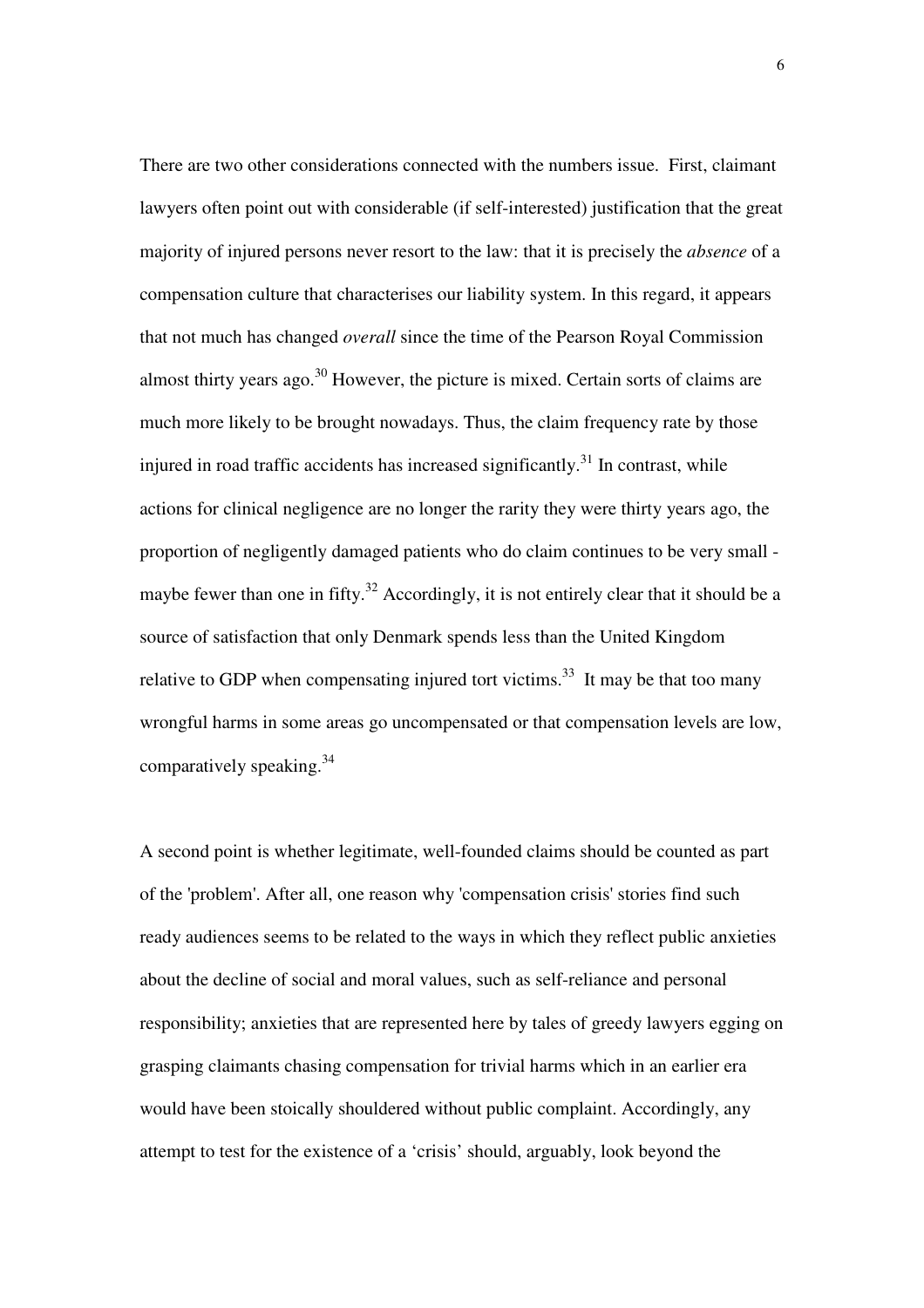There are two other considerations connected with the numbers issue. First, claimant lawyers often point out with considerable (if self-interested) justification that the great majority of injured persons never resort to the law: that it is precisely the *absence* of a compensation culture that characterises our liability system. In this regard, it appears that not much has changed *overall* since the time of the Pearson Royal Commission almost thirty years ago.[30] However, the picture is mixed. Certain sorts of claims are much more likely to be brought nowadays. Thus, the claim frequency rate by those injured in road traffic accidents has increased significantly.[31] In contrast, while actions for clinical negligence are no longer the rarity they were thirty years ago, the proportion of negligently damaged patients who do claim continues to be very small - maybe fewer than one in fifty.[32] Accordingly, it is not entirely clear that it should be a source of satisfaction that only Denmark spends less than the United Kingdom relative to GDP when compensating injured tort victims.[33] It may be that too many wrongful harms in some areas go uncompensated or that compensation levels are low, comparatively speaking.[34]

A second point is whether legitimate, well-founded claims should be counted as part of the 'problem'. After all, one reason why 'compensation crisis' stories find such ready audiences seems to be related to the ways in which they reflect public anxieties about the decline of social and moral values, such as self-reliance and personal responsibility; anxieties that are represented here by tales of greedy lawyers egging on grasping claimants chasing compensation for trivial harms which in an earlier era would have been stoically shouldered without public complaint. Accordingly, any attempt to test for the existence of a 'crisis' should, arguably, look beyond the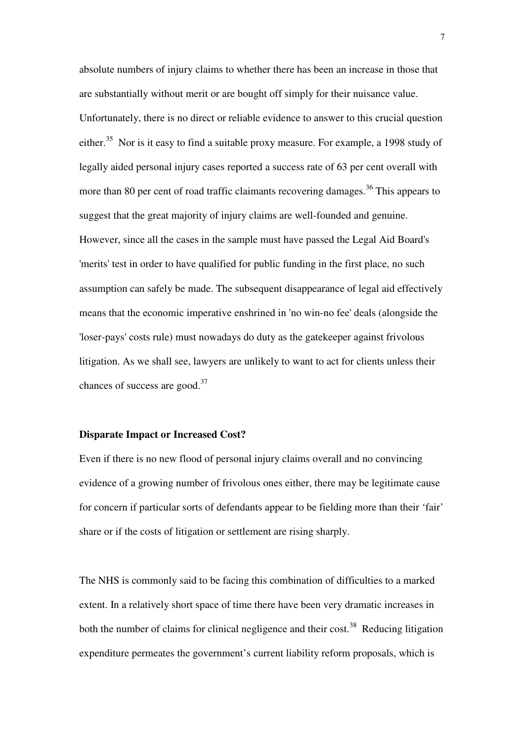absolute numbers of injury claims to whether there has been an increase in those that are substantially without merit or are bought off simply for their nuisance value. Unfortunately, there is no direct or reliable evidence to answer to this crucial question either.[35] Nor is it easy to find a suitable proxy measure. For example, a 1998 study of legally aided personal injury cases reported a success rate of 63 per cent overall with more than 80 per cent of road traffic claimants recovering damages.[36] This appears to suggest that the great majority of injury claims are well-founded and genuine. However, since all the cases in the sample must have passed the Legal Aid Board's 'merits' test in order to have qualified for public funding in the first place, no such assumption can safely be made. The subsequent disappearance of legal aid effectively means that the economic imperative enshrined in 'no win-no fee' deals (alongside the 'loser-pays' costs rule) must nowadays do duty as the gatekeeper against frivolous litigation. As we shall see, lawyers are unlikely to want to act for clients unless their chances of success are good.[37]

**Disparate Impact or Increased Cost?**

Even if there is no new flood of personal injury claims overall and no convincing evidence of a growing number of frivolous ones either, there may be legitimate cause for concern if particular sorts of defendants appear to be fielding more than their 'fair' share or if the costs of litigation or settlement are rising sharply.

The NHS is commonly said to be facing this combination of difficulties to a marked extent. In a relatively short space of time there have been very dramatic increases in both the number of claims for clinical negligence and their cost.[38] Reducing litigation expenditure permeates the government's current liability reform proposals, which is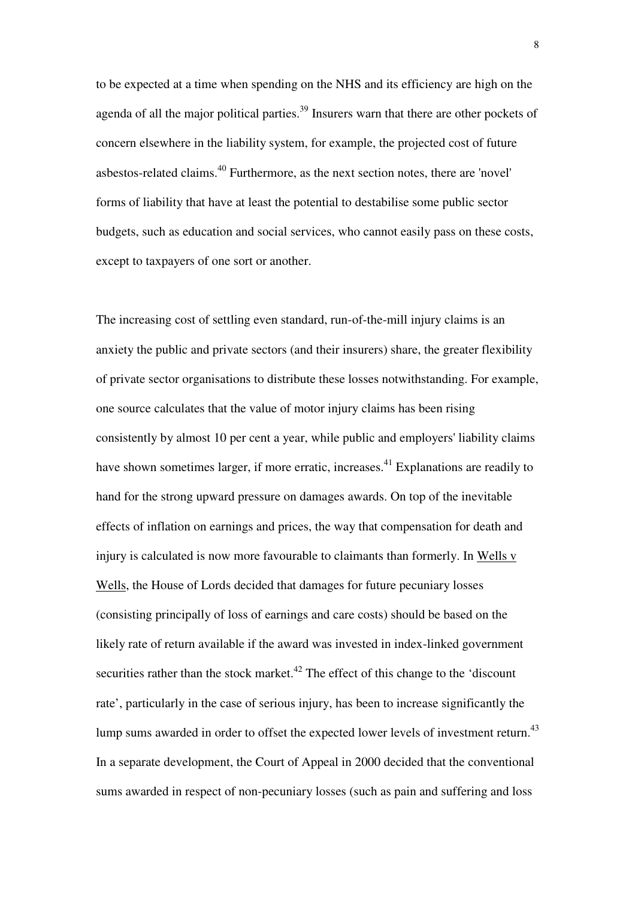to be expected at a time when spending on the NHS and its efficiency are high on the agenda of all the major political parties.[39] Insurers warn that there are other pockets of concern elsewhere in the liability system, for example, the projected cost of future asbestos-related claims.[40] Furthermore, as the next section notes, there are 'novel' forms of liability that have at least the potential to destabilise some public sector budgets, such as education and social services, who cannot easily pass on these costs, except to taxpayers of one sort or another.

The increasing cost of settling even standard, run-of-the-mill injury claims is an anxiety the public and private sectors (and their insurers) share, the greater flexibility of private sector organisations to distribute these losses notwithstanding. For example, one source calculates that the value of motor injury claims has been rising consistently by almost 10 per cent a year, while public and employers' liability claims have shown sometimes larger, if more erratic, increases.[41] Explanations are readily to hand for the strong upward pressure on damages awards. On top of the inevitable effects of inflation on earnings and prices, the way that compensation for death and injury is calculated is now more favourable to claimants than formerly. In Wells v Wells, the House of Lords decided that damages for future pecuniary losses (consisting principally of loss of earnings and care costs) should be based on the likely rate of return available if the award was invested in index-linked government securities rather than the stock market.[42] The effect of this change to the 'discount rate', particularly in the case of serious injury, has been to increase significantly the lump sums awarded in order to offset the expected lower levels of investment return.[43] In a separate development, the Court of Appeal in 2000 decided that the conventional sums awarded in respect of non-pecuniary losses (such as pain and suffering and loss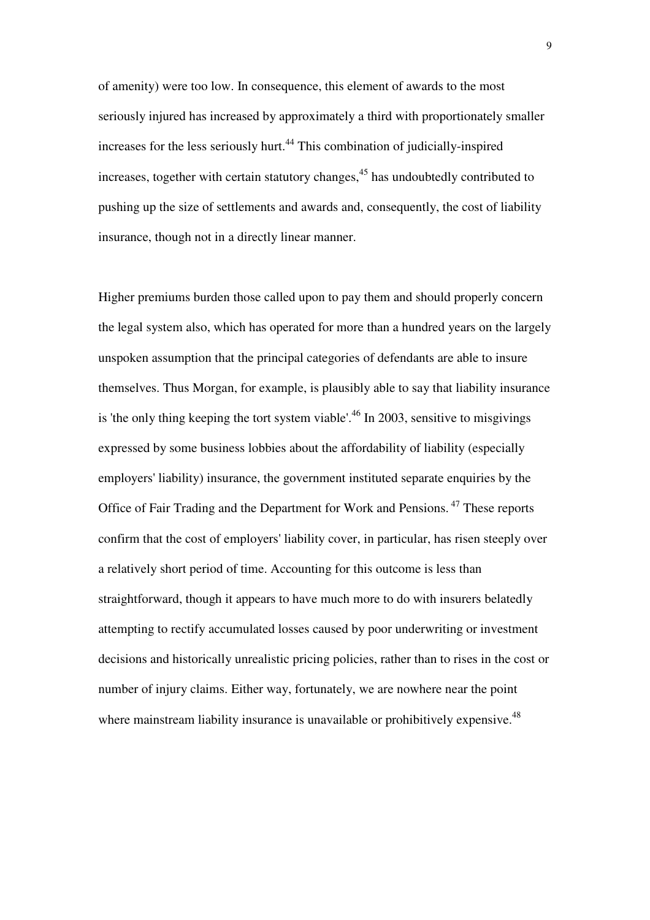of amenity) were too low. In consequence, this element of awards to the most seriously injured has increased by approximately a third with proportionately smaller increases for the less seriously hurt.[44] This combination of judicially-inspired increases, together with certain statutory changes,[45] has undoubtedly contributed to pushing up the size of settlements and awards and, consequently, the cost of liability insurance, though not in a directly linear manner.

Higher premiums burden those called upon to pay them and should properly concern the legal system also, which has operated for more than a hundred years on the largely unspoken assumption that the principal categories of defendants are able to insure themselves. Thus Morgan, for example, is plausibly able to say that liability insurance is 'the only thing keeping the tort system viable'.[46] In 2003, sensitive to misgivings expressed by some business lobbies about the affordability of liability (especially employers' liability) insurance, the government instituted separate enquiries by the Office of Fair Trading and the Department for Work and Pensions.[47] These reports confirm that the cost of employers' liability cover, in particular, has risen steeply over a relatively short period of time. Accounting for this outcome is less than straightforward, though it appears to have much more to do with insurers belatedly attempting to rectify accumulated losses caused by poor underwriting or investment decisions and historically unrealistic pricing policies, rather than to rises in the cost or number of injury claims. Either way, fortunately, we are nowhere near the point where mainstream liability insurance is unavailable or prohibitively expensive.[48]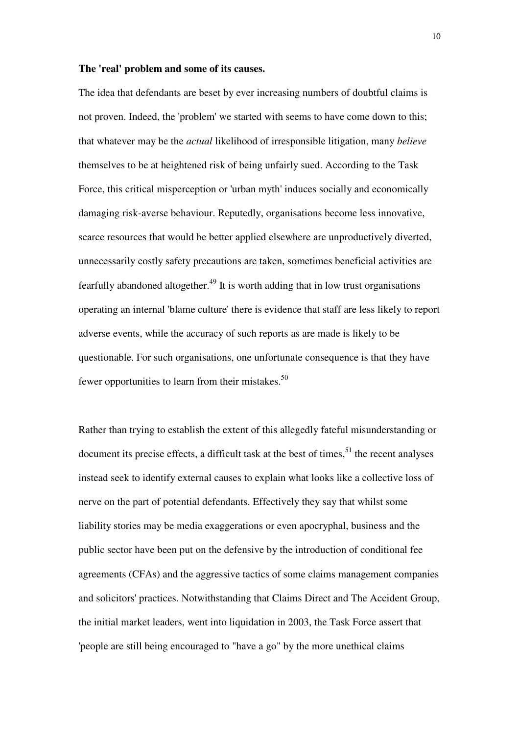**The 'real' problem and some of its causes.**

The idea that defendants are beset by ever increasing numbers of doubtful claims is not proven. Indeed, the 'problem' we started with seems to have come down to this; that whatever may be the *actual* likelihood of irresponsible litigation, many *believe* themselves to be at heightened risk of being unfairly sued. According to the Task Force, this critical misperception or 'urban myth' induces socially and economically damaging risk-averse behaviour. Reputedly, organisations become less innovative, scarce resources that would be better applied elsewhere are unproductively diverted, unnecessarily costly safety precautions are taken, sometimes beneficial activities are fearfully abandoned altogether.[49] It is worth adding that in low trust organisations operating an internal 'blame culture' there is evidence that staff are less likely to report adverse events, while the accuracy of such reports as are made is likely to be questionable. For such organisations, one unfortunate consequence is that they have fewer opportunities to learn from their mistakes.[50]

Rather than trying to establish the extent of this allegedly fateful misunderstanding or document its precise effects, a difficult task at the best of times,[51] the recent analyses instead seek to identify external causes to explain what looks like a collective loss of nerve on the part of potential defendants. Effectively they say that whilst some liability stories may be media exaggerations or even apocryphal, business and the public sector have been put on the defensive by the introduction of conditional fee agreements (CFAs) and the aggressive tactics of some claims management companies and solicitors' practices. Notwithstanding that Claims Direct and The Accident Group, the initial market leaders, went into liquidation in 2003, the Task Force assert that 'people are still being encouraged to "have a go" by the more unethical claims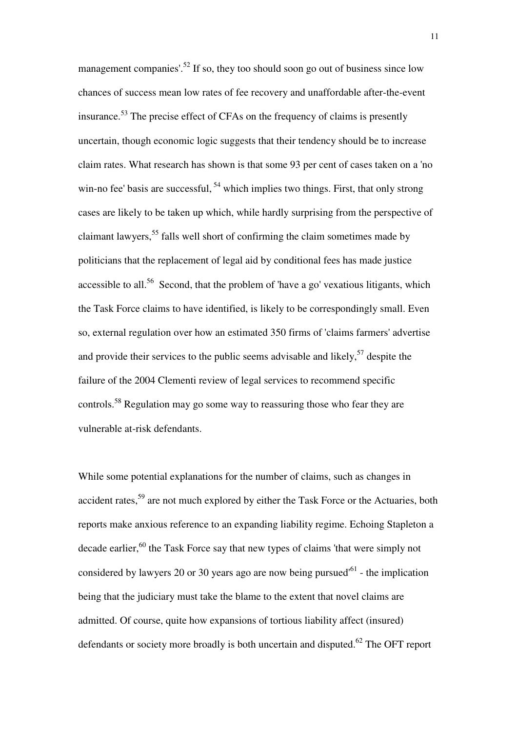management companies'.[52] If so, they too should soon go out of business since low chances of success mean low rates of fee recovery and unaffordable after-the-event insurance.[53] The precise effect of CFAs on the frequency of claims is presently uncertain, though economic logic suggests that their tendency should be to increase claim rates. What research has shown is that some 93 per cent of cases taken on a 'no win-no fee' basis are successful, [54] which implies two things. First, that only strong cases are likely to be taken up which, while hardly surprising from the perspective of claimant lawyers,[55] falls well short of confirming the claim sometimes made by politicians that the replacement of legal aid by conditional fees has made justice accessible to all.[56] Second, that the problem of 'have a go' vexatious litigants, which the Task Force claims to have identified, is likely to be correspondingly small. Even so, external regulation over how an estimated 350 firms of 'claims farmers' advertise and provide their services to the public seems advisable and likely,[57] despite the failure of the 2004 Clementi review of legal services to recommend specific controls.[58] Regulation may go some way to reassuring those who fear they are vulnerable at-risk defendants.

While some potential explanations for the number of claims, such as changes in accident rates,[59] are not much explored by either the Task Force or the Actuaries, both reports make anxious reference to an expanding liability regime. Echoing Stapleton a decade earlier,[60] the Task Force say that new types of claims 'that were simply not considered by lawyers 20 or 30 years ago are now being pursued'[61] - the implication being that the judiciary must take the blame to the extent that novel claims are admitted. Of course, quite how expansions of tortious liability affect (insured) defendants or society more broadly is both uncertain and disputed.[62] The OFT report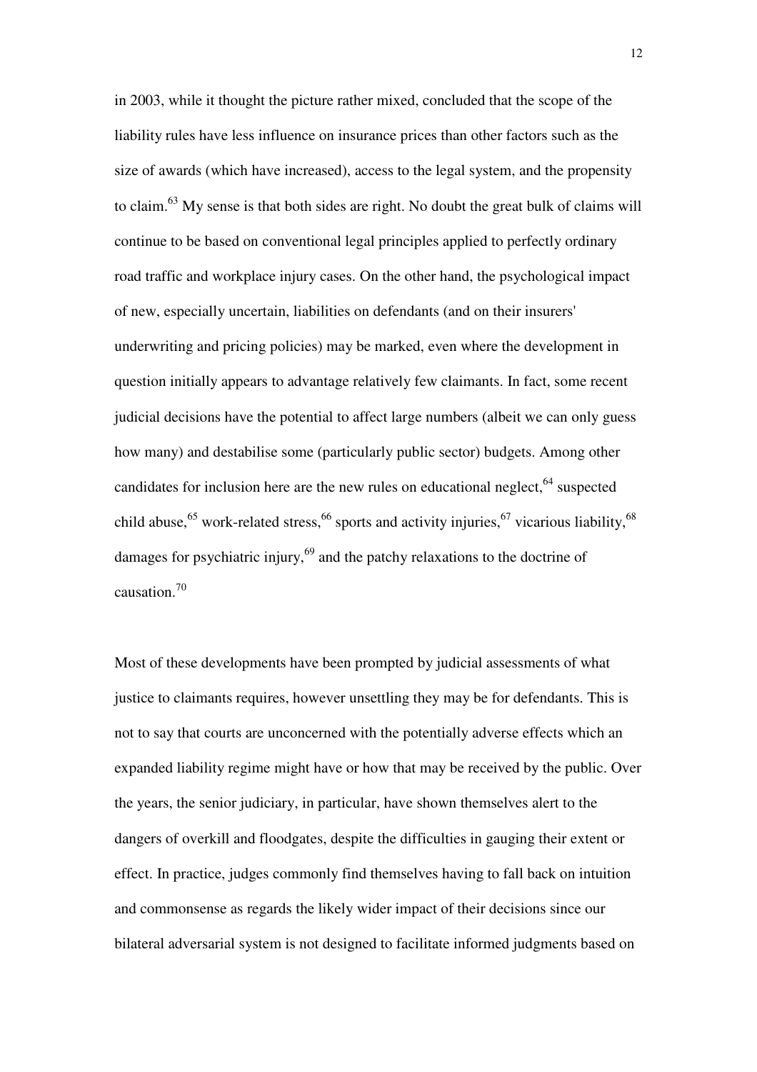in 2003, while it thought the picture rather mixed, concluded that the scope of the liability rules have less influence on insurance prices than other factors such as the size of awards (which have increased), access to the legal system, and the propensity to claim.[63] My sense is that both sides are right. No doubt the great bulk of claims will continue to be based on conventional legal principles applied to perfectly ordinary road traffic and workplace injury cases. On the other hand, the psychological impact of new, especially uncertain, liabilities on defendants (and on their insurers' underwriting and pricing policies) may be marked, even where the development in question initially appears to advantage relatively few claimants. In fact, some recent judicial decisions have the potential to affect large numbers (albeit we can only guess how many) and destabilise some (particularly public sector) budgets. Among other candidates for inclusion here are the new rules on educational neglect,[64] suspected child abuse,[65] work-related stress,[66] sports and activity injuries,[67] vicarious liability,[68] damages for psychiatric injury,[69] and the patchy relaxations to the doctrine of causation.[70]

Most of these developments have been prompted by judicial assessments of what justice to claimants requires, however unsettling they may be for defendants. This is not to say that courts are unconcerned with the potentially adverse effects which an expanded liability regime might have or how that may be received by the public. Over the years, the senior judiciary, in particular, have shown themselves alert to the dangers of overkill and floodgates, despite the difficulties in gauging their extent or effect. In practice, judges commonly find themselves having to fall back on intuition and commonsense as regards the likely wider impact of their decisions since our bilateral adversarial system is not designed to facilitate informed judgments based on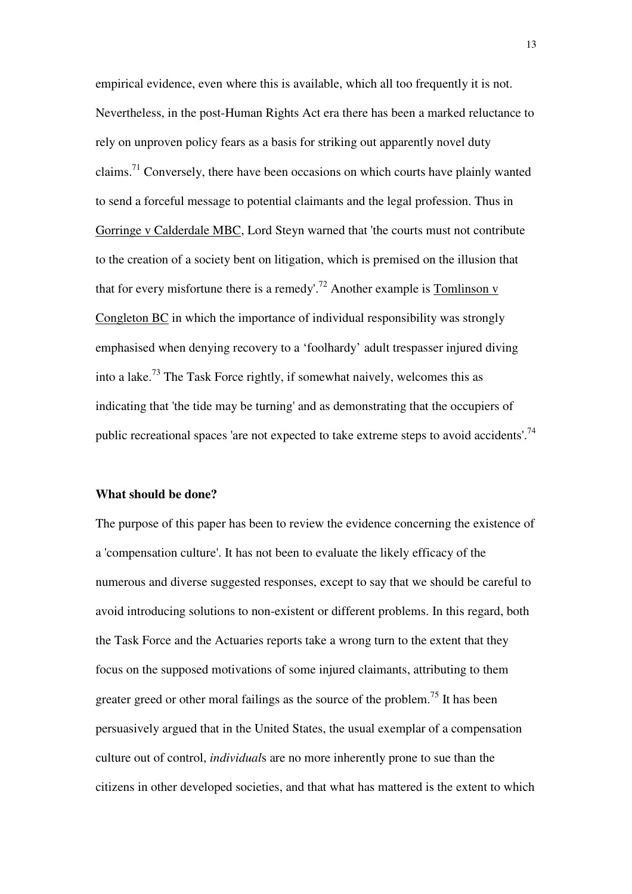empirical evidence, even where this is available, which all too frequently it is not. Nevertheless, in the post-Human Rights Act era there has been a marked reluctance to rely on unproven policy fears as a basis for striking out apparently novel duty claims.[71] Conversely, there have been occasions on which courts have plainly wanted to send a forceful message to potential claimants and the legal profession. Thus in Gorringe v Calderdale MBC, Lord Steyn warned that 'the courts must not contribute to the creation of a society bent on litigation, which is premised on the illusion that that for every misfortune there is a remedy'.[72] Another example is Tomlinson v Congleton BC in which the importance of individual responsibility was strongly emphasised when denying recovery to a 'foolhardy' adult trespasser injured diving into a lake.[73] The Task Force rightly, if somewhat naively, welcomes this as indicating that 'the tide may be turning' and as demonstrating that the occupiers of public recreational spaces 'are not expected to take extreme steps to avoid accidents'.[74]

**What should be done?**

The purpose of this paper has been to review the evidence concerning the existence of a 'compensation culture'. It has not been to evaluate the likely efficacy of the numerous and diverse suggested responses, except to say that we should be careful to avoid introducing solutions to non-existent or different problems. In this regard, both the Task Force and the Actuaries reports take a wrong turn to the extent that they focus on the supposed motivations of some injured claimants, attributing to them greater greed or other moral failings as the source of the problem.[75] It has been persuasively argued that in the United States, the usual exemplar of a compensation culture out of control, *individual*s are no more inherently prone to sue than the citizens in other developed societies, and that what has mattered is the extent to which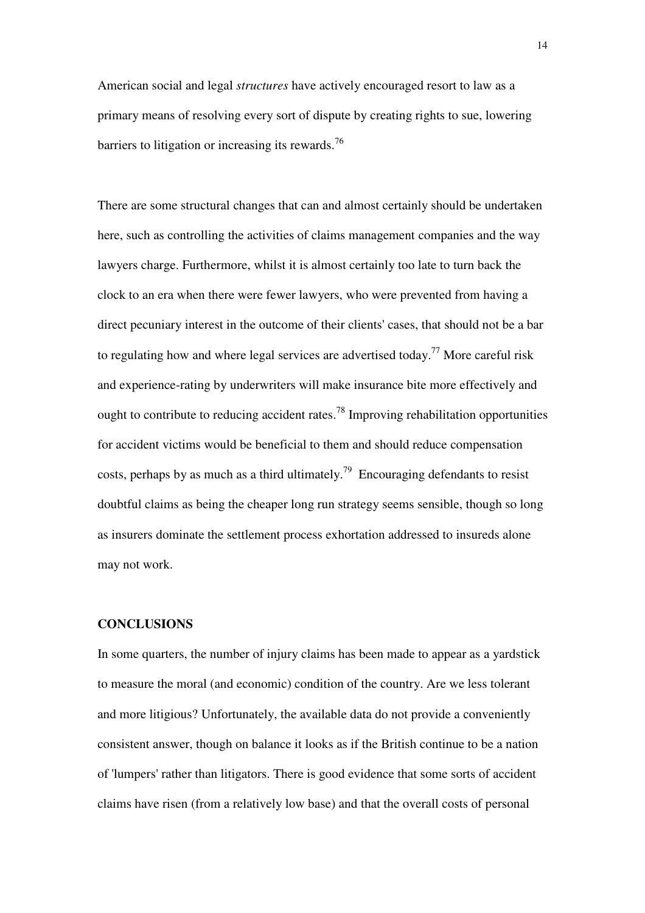American social and legal *structures* have actively encouraged resort to law as a primary means of resolving every sort of dispute by creating rights to sue, lowering barriers to litigation or increasing its rewards.[76]

There are some structural changes that can and almost certainly should be undertaken here, such as controlling the activities of claims management companies and the way lawyers charge. Furthermore, whilst it is almost certainly too late to turn back the clock to an era when there were fewer lawyers, who were prevented from having a direct pecuniary interest in the outcome of their clients' cases, that should not be a bar to regulating how and where legal services are advertised today.[77] More careful risk and experience-rating by underwriters will make insurance bite more effectively and ought to contribute to reducing accident rates.[78] Improving rehabilitation opportunities for accident victims would be beneficial to them and should reduce compensation costs, perhaps by as much as a third ultimately.[79] Encouraging defendants to resist doubtful claims as being the cheaper long run strategy seems sensible, though so long as insurers dominate the settlement process exhortation addressed to insureds alone may not work.

## CONCLUSIONS

In some quarters, the number of injury claims has been made to appear as a yardstick to measure the moral (and economic) condition of the country. Are we less tolerant and more litigious? Unfortunately, the available data do not provide a conveniently consistent answer, though on balance it looks as if the British continue to be a nation of 'lumpers' rather than litigators. There is good evidence that some sorts of accident claims have risen (from a relatively low base) and that the overall costs of personal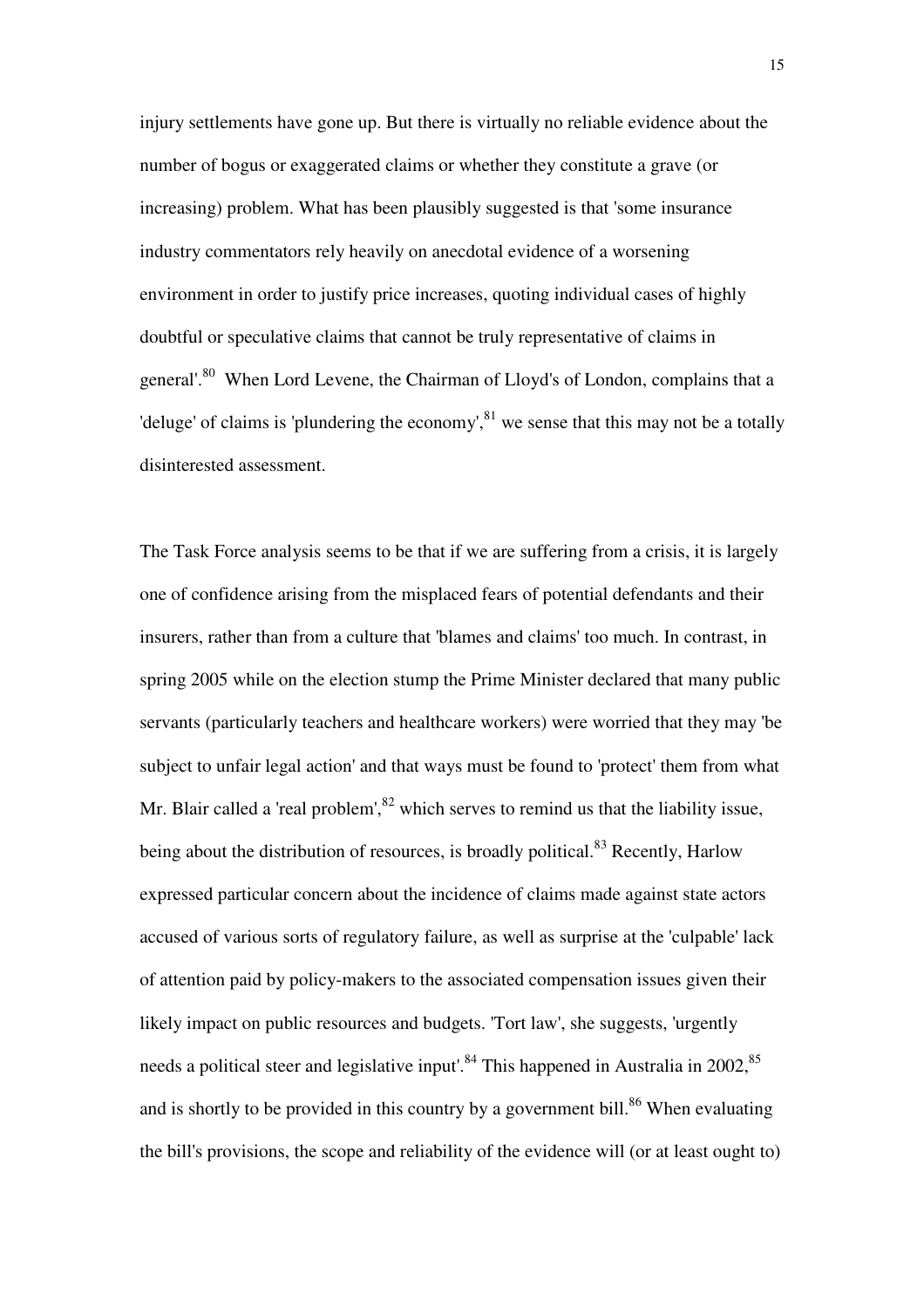injury settlements have gone up. But there is virtually no reliable evidence about the number of bogus or exaggerated claims or whether they constitute a grave (or increasing) problem. What has been plausibly suggested is that 'some insurance industry commentators rely heavily on anecdotal evidence of a worsening environment in order to justify price increases, quoting individual cases of highly doubtful or speculative claims that cannot be truly representative of claims in general'.[80] When Lord Levene, the Chairman of Lloyd's of London, complains that a 'deluge' of claims is 'plundering the economy',[81] we sense that this may not be a totally disinterested assessment.

The Task Force analysis seems to be that if we are suffering from a crisis, it is largely one of confidence arising from the misplaced fears of potential defendants and their insurers, rather than from a culture that 'blames and claims' too much. In contrast, in spring 2005 while on the election stump the Prime Minister declared that many public servants (particularly teachers and healthcare workers) were worried that they may 'be subject to unfair legal action' and that ways must be found to 'protect' them from what Mr. Blair called a 'real problem',[82] which serves to remind us that the liability issue, being about the distribution of resources, is broadly political.[83] Recently, Harlow expressed particular concern about the incidence of claims made against state actors accused of various sorts of regulatory failure, as well as surprise at the 'culpable' lack of attention paid by policy-makers to the associated compensation issues given their likely impact on public resources and budgets. 'Tort law', she suggests, 'urgently needs a political steer and legislative input'.[84] This happened in Australia in 2002,[85] and is shortly to be provided in this country by a government bill.[86] When evaluating the bill's provisions, the scope and reliability of the evidence will (or at least ought to)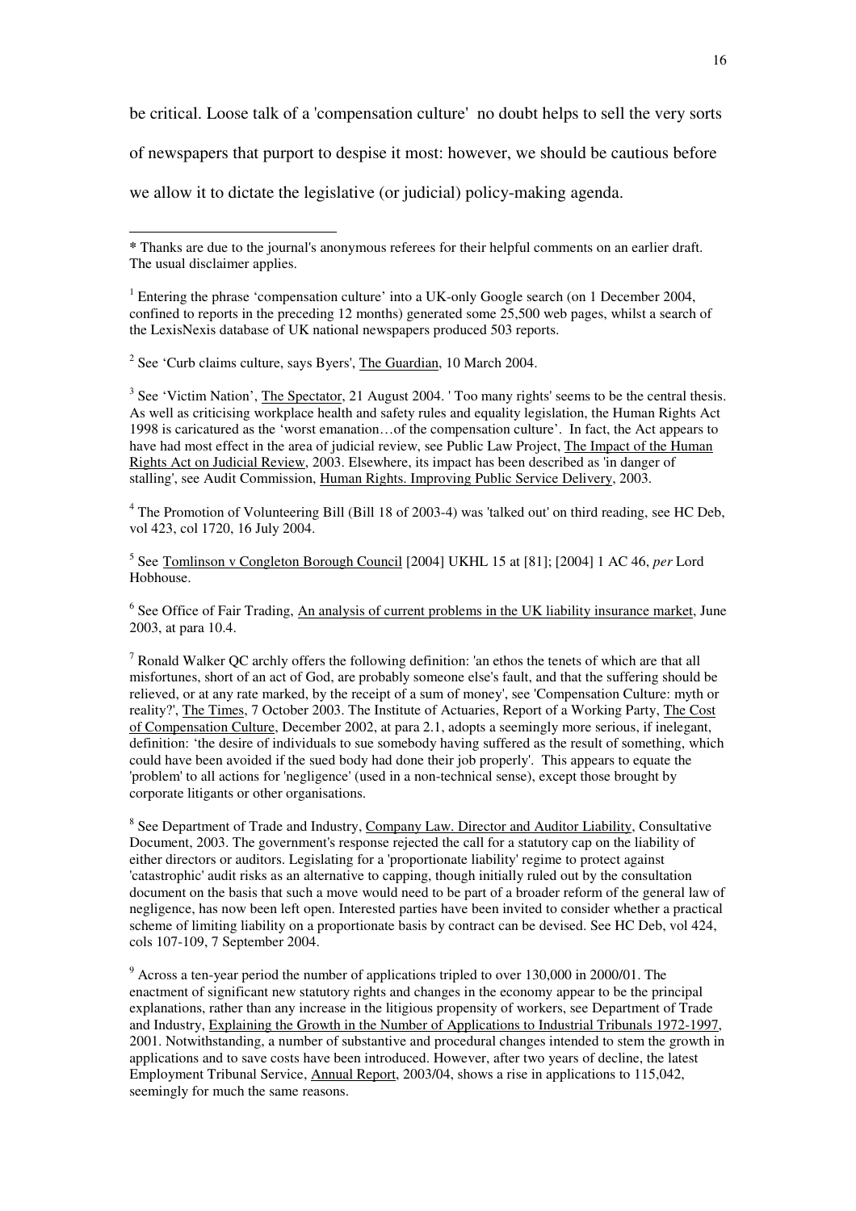be critical. Loose talk of a 'compensation culture' no doubt helps to sell the very sorts of newspapers that purport to despise it most: however, we should be cautious before we allow it to dictate the legislative (or judicial) policy-making agenda.

---

* Thanks are due to the journal's anonymous referees for their helpful comments on an earlier draft. The usual disclaimer applies.

[1] Entering the phrase 'compensation culture' into a UK-only Google search (on 1 December 2004, confined to reports in the preceding 12 months) generated some 25,500 web pages, whilst a search of the LexisNexis database of UK national newspapers produced 503 reports.

[2] See 'Curb claims culture, says Byers', The Guardian, 10 March 2004.

[3] See 'Victim Nation', The Spectator, 21 August 2004. ' Too many rights' seems to be the central thesis. As well as criticising workplace health and safety rules and equality legislation, the Human Rights Act 1998 is caricatured as the 'worst emanation…of the compensation culture'. In fact, the Act appears to have had most effect in the area of judicial review, see Public Law Project, The Impact of the Human Rights Act on Judicial Review, 2003. Elsewhere, its impact has been described as 'in danger of stalling', see Audit Commission, Human Rights. Improving Public Service Delivery, 2003.

[4] The Promotion of Volunteering Bill (Bill 18 of 2003-4) was 'talked out' on third reading, see HC Deb, vol 423, col 1720, 16 July 2004.

[5] See Tomlinson v Congleton Borough Council [2004] UKHL 15 at [81]; [2004] 1 AC 46, *per* Lord Hobhouse.

[6] See Office of Fair Trading, An analysis of current problems in the UK liability insurance market, June 2003, at para 10.4.

[7] Ronald Walker QC archly offers the following definition: 'an ethos the tenets of which are that all misfortunes, short of an act of God, are probably someone else's fault, and that the suffering should be relieved, or at any rate marked, by the receipt of a sum of money', see 'Compensation Culture: myth or reality?', The Times, 7 October 2003. The Institute of Actuaries, Report of a Working Party, The Cost of Compensation Culture, December 2002, at para 2.1, adopts a seemingly more serious, if inelegant, definition: 'the desire of individuals to sue somebody having suffered as the result of something, which could have been avoided if the sued body had done their job properly'. This appears to equate the 'problem' to all actions for 'negligence' (used in a non-technical sense), except those brought by corporate litigants or other organisations.

[8] See Department of Trade and Industry, Company Law. Director and Auditor Liability, Consultative Document, 2003. The government's response rejected the call for a statutory cap on the liability of either directors or auditors. Legislating for a 'proportionate liability' regime to protect against 'catastrophic' audit risks as an alternative to capping, though initially ruled out by the consultation document on the basis that such a move would need to be part of a broader reform of the general law of negligence, has now been left open. Interested parties have been invited to consider whether a practical scheme of limiting liability on a proportionate basis by contract can be devised. See HC Deb, vol 424, cols 107-109, 7 September 2004.

[9] Across a ten-year period the number of applications tripled to over 130,000 in 2000/01. The enactment of significant new statutory rights and changes in the economy appear to be the principal explanations, rather than any increase in the litigious propensity of workers, see Department of Trade and Industry, Explaining the Growth in the Number of Applications to Industrial Tribunals 1972-1997, 2001. Notwithstanding, a number of substantive and procedural changes intended to stem the growth in applications and to save costs have been introduced. However, after two years of decline, the latest Employment Tribunal Service, Annual Report, 2003/04, shows a rise in applications to 115,042, seemingly for much the same reasons.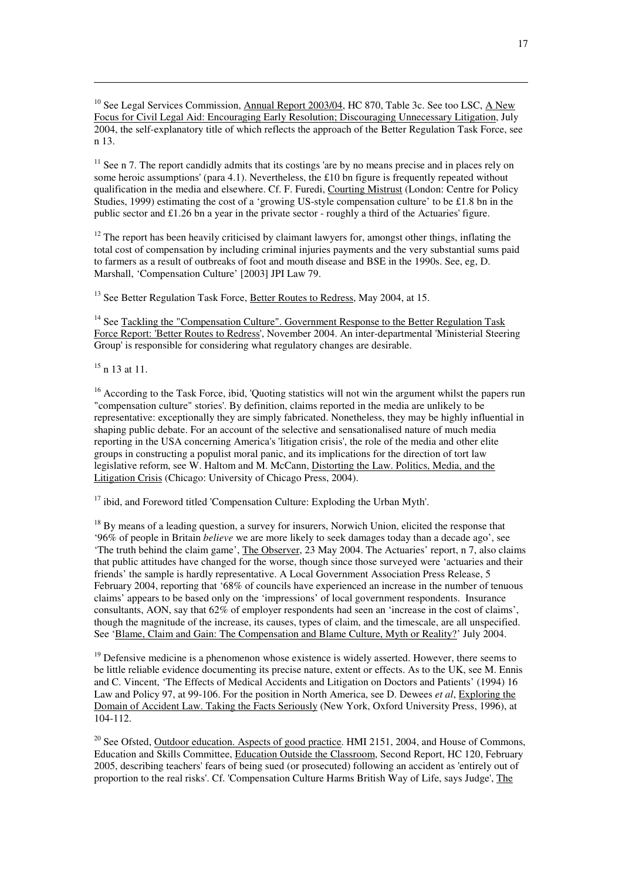[10] See Legal Services Commission, Annual Report 2003/04, HC 870, Table 3c. See too LSC, A New Focus for Civil Legal Aid: Encouraging Early Resolution; Discouraging Unnecessary Litigation, July 2004, the self-explanatory title of which reflects the approach of the Better Regulation Task Force, see n 13.

[11] See n 7. The report candidly admits that its costings 'are by no means precise and in places rely on some heroic assumptions' (para 4.1). Nevertheless, the £10 bn figure is frequently repeated without qualification in the media and elsewhere. Cf. F. Furedi, Courting Mistrust (London: Centre for Policy Studies, 1999) estimating the cost of a 'growing US-style compensation culture' to be £1.8 bn in the public sector and £1.26 bn a year in the private sector - roughly a third of the Actuaries' figure.

[12] The report has been heavily criticised by claimant lawyers for, amongst other things, inflating the total cost of compensation by including criminal injuries payments and the very substantial sums paid to farmers as a result of outbreaks of foot and mouth disease and BSE in the 1990s. See, eg, D. Marshall, 'Compensation Culture' [2003] JPI Law 79.

[13] See Better Regulation Task Force, Better Routes to Redress, May 2004, at 15.

[14] See Tackling the "Compensation Culture". Government Response to the Better Regulation Task Force Report: 'Better Routes to Redress', November 2004. An inter-departmental 'Ministerial Steering Group' is responsible for considering what regulatory changes are desirable.

[15] n 13 at 11.

[16] According to the Task Force, ibid, 'Quoting statistics will not win the argument whilst the papers run "compensation culture" stories'. By definition, claims reported in the media are unlikely to be representative: exceptionally they are simply fabricated. Nonetheless, they may be highly influential in shaping public debate. For an account of the selective and sensationalised nature of much media reporting in the USA concerning America's 'litigation crisis', the role of the media and other elite groups in constructing a populist moral panic, and its implications for the direction of tort law legislative reform, see W. Haltom and M. McCann, Distorting the Law. Politics, Media, and the Litigation Crisis (Chicago: University of Chicago Press, 2004).

[17] ibid, and Foreword titled 'Compensation Culture: Exploding the Urban Myth'.

[18] By means of a leading question, a survey for insurers, Norwich Union, elicited the response that '96% of people in Britain *believe* we are more likely to seek damages today than a decade ago', see 'The truth behind the claim game', The Observer, 23 May 2004. The Actuaries' report, n 7, also claims that public attitudes have changed for the worse, though since those surveyed were 'actuaries and their friends' the sample is hardly representative. A Local Government Association Press Release, 5 February 2004, reporting that '68% of councils have experienced an increase in the number of tenuous claims' appears to be based only on the 'impressions' of local government respondents. Insurance consultants, AON, say that 62% of employer respondents had seen an 'increase in the cost of claims', though the magnitude of the increase, its causes, types of claim, and the timescale, are all unspecified. See 'Blame, Claim and Gain: The Compensation and Blame Culture, Myth or Reality?' July 2004.

[19] Defensive medicine is a phenomenon whose existence is widely asserted. However, there seems to be little reliable evidence documenting its precise nature, extent or effects. As to the UK, see M. Ennis and C. Vincent, 'The Effects of Medical Accidents and Litigation on Doctors and Patients' (1994) 16 Law and Policy 97, at 99-106. For the position in North America, see D. Dewees *et al*, Exploring the Domain of Accident Law. Taking the Facts Seriously (New York, Oxford University Press, 1996), at 104-112.

[20] See Ofsted, Outdoor education. Aspects of good practice. HMI 2151, 2004, and House of Commons, Education and Skills Committee, Education Outside the Classroom, Second Report, HC 120, February 2005, describing teachers' fears of being sued (or prosecuted) following an accident as 'entirely out of proportion to the real risks'. Cf. 'Compensation Culture Harms British Way of Life, says Judge', The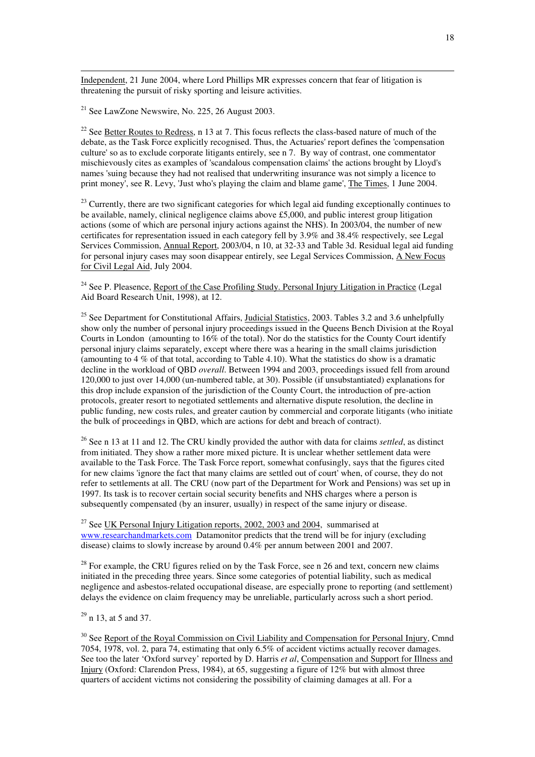Independent, 21 June 2004, where Lord Phillips MR expresses concern that fear of litigation is threatening the pursuit of risky sporting and leisure activities.

[21] See LawZone Newswire, No. 225, 26 August 2003.

[22] See Better Routes to Redress, n 13 at 7. This focus reflects the class-based nature of much of the debate, as the Task Force explicitly recognised. Thus, the Actuaries' report defines the 'compensation culture' so as to exclude corporate litigants entirely, see n 7. By way of contrast, one commentator mischievously cites as examples of 'scandalous compensation claims' the actions brought by Lloyd's names 'suing because they had not realised that underwriting insurance was not simply a licence to print money', see R. Levy, 'Just who's playing the claim and blame game', The Times, 1 June 2004.

[23] Currently, there are two significant categories for which legal aid funding exceptionally continues to be available, namely, clinical negligence claims above £5,000, and public interest group litigation actions (some of which are personal injury actions against the NHS). In 2003/04, the number of new certificates for representation issued in each category fell by 3.9% and 38.4% respectively, see Legal Services Commission, Annual Report, 2003/04, n 10, at 32-33 and Table 3d. Residual legal aid funding for personal injury cases may soon disappear entirely, see Legal Services Commission, A New Focus for Civil Legal Aid, July 2004.

[24] See P. Pleasence, Report of the Case Profiling Study. Personal Injury Litigation in Practice (Legal Aid Board Research Unit, 1998), at 12.

[25] See Department for Constitutional Affairs, Judicial Statistics, 2003. Tables 3.2 and 3.6 unhelpfully show only the number of personal injury proceedings issued in the Queens Bench Division at the Royal Courts in London (amounting to 16% of the total). Nor do the statistics for the County Court identify personal injury claims separately, except where there was a hearing in the small claims jurisdiction (amounting to 4 % of that total, according to Table 4.10). What the statistics do show is a dramatic decline in the workload of QBD *overall*. Between 1994 and 2003, proceedings issued fell from around 120,000 to just over 14,000 (un-numbered table, at 30). Possible (if unsubstantiated) explanations for this drop include expansion of the jurisdiction of the County Court, the introduction of pre-action protocols, greater resort to negotiated settlements and alternative dispute resolution, the decline in public funding, new costs rules, and greater caution by commercial and corporate litigants (who initiate the bulk of proceedings in QBD, which are actions for debt and breach of contract).

[26] See n 13 at 11 and 12. The CRU kindly provided the author with data for claims *settled*, as distinct from initiated. They show a rather more mixed picture. It is unclear whether settlement data were available to the Task Force. The Task Force report, somewhat confusingly, says that the figures cited for new claims 'ignore the fact that many claims are settled out of court' when, of course, they do not refer to settlements at all. The CRU (now part of the Department for Work and Pensions) was set up in 1997. Its task is to recover certain social security benefits and NHS charges where a person is subsequently compensated (by an insurer, usually) in respect of the same injury or disease.

[27] See UK Personal Injury Litigation reports, 2002, 2003 and 2004, summarised at www.researchandmarkets.com Datamonitor predicts that the trend will be for injury (excluding disease) claims to slowly increase by around 0.4% per annum between 2001 and 2007.

[28] For example, the CRU figures relied on by the Task Force, see n 26 and text, concern new claims initiated in the preceding three years. Since some categories of potential liability, such as medical negligence and asbestos-related occupational disease, are especially prone to reporting (and settlement) delays the evidence on claim frequency may be unreliable, particularly across such a short period.

[29] n 13, at 5 and 37.

[30] See Report of the Royal Commission on Civil Liability and Compensation for Personal Injury, Cmnd 7054, 1978, vol. 2, para 74, estimating that only 6.5% of accident victims actually recover damages. See too the later 'Oxford survey' reported by D. Harris *et al*, Compensation and Support for Illness and Injury (Oxford: Clarendon Press, 1984), at 65, suggesting a figure of 12% but with almost three quarters of accident victims not considering the possibility of claiming damages at all. For a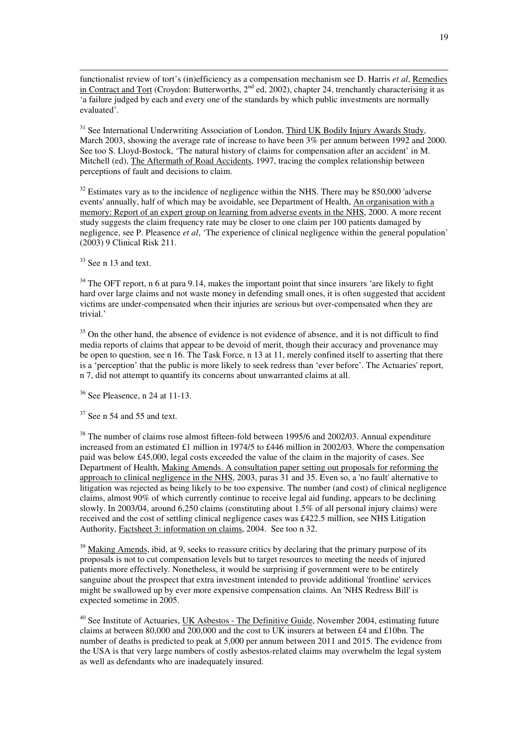functionalist review of tort's (in)efficiency as a compensation mechanism see D. Harris *et al*, Remedies in Contract and Tort (Croydon: Butterworths, 2[nd] ed, 2002), chapter 24, trenchantly characterising it as 'a failure judged by each and every one of the standards by which public investments are normally evaluated'.

[31] See International Underwriting Association of London, Third UK Bodily Injury Awards Study, March 2003, showing the average rate of increase to have been 3% per annum between 1992 and 2000. See too S. Lloyd-Bostock, 'The natural history of claims for compensation after an accident' in M. Mitchell (ed), The Aftermath of Road Accidents, 1997, tracing the complex relationship between perceptions of fault and decisions to claim.

[32] Estimates vary as to the incidence of negligence within the NHS. There may be 850,000 'adverse events' annually, half of which may be avoidable, see Department of Health, An organisation with a memory: Report of an expert group on learning from adverse events in the NHS, 2000. A more recent study suggests the claim frequency rate may be closer to one claim per 100 patients damaged by negligence, see P. Pleasence *et al*, 'The experience of clinical negligence within the general population' (2003) 9 Clinical Risk 211.

[33] See n 13 and text.

[34] The OFT report, n 6 at para 9.14, makes the important point that since insurers 'are likely to fight hard over large claims and not waste money in defending small ones, it is often suggested that accident victims are under-compensated when their injuries are serious but over-compensated when they are trivial.'

[35] On the other hand, the absence of evidence is not evidence of absence, and it is not difficult to find media reports of claims that appear to be devoid of merit, though their accuracy and provenance may be open to question, see n 16. The Task Force, n 13 at 11, merely confined itself to asserting that there is a 'perception' that the public is more likely to seek redress than 'ever before'. The Actuaries' report, n 7, did not attempt to quantify its concerns about unwarranted claims at all.

[36] See Pleasence, n 24 at 11-13.

[37] See n 54 and 55 and text.

[38] The number of claims rose almost fifteen-fold between 1995/6 and 2002/03. Annual expenditure increased from an estimated £1 million in 1974/5 to £446 million in 2002/03. Where the compensation paid was below £45,000, legal costs exceeded the value of the claim in the majority of cases. See Department of Health, Making Amends. A consultation paper setting out proposals for reforming the approach to clinical negligence in the NHS, 2003, paras 31 and 35. Even so, a 'no fault' alternative to litigation was rejected as being likely to be too expensive. The number (and cost) of clinical negligence claims, almost 90% of which currently continue to receive legal aid funding, appears to be declining slowly. In 2003/04, around 6,250 claims (constituting about 1.5% of all personal injury claims) were received and the cost of settling clinical negligence cases was £422.5 million, see NHS Litigation Authority, Factsheet 3: information on claims, 2004. See too n 32.

[39] Making Amends, ibid, at 9, seeks to reassure critics by declaring that the primary purpose of its proposals is not to cut compensation levels but to target resources to meeting the needs of injured patients more effectively. Nonetheless, it would be surprising if government were to be entirely sanguine about the prospect that extra investment intended to provide additional 'frontline' services might be swallowed up by ever more expensive compensation claims. An 'NHS Redress Bill' is expected sometime in 2005.

[40] See Institute of Actuaries, UK Asbestos - The Definitive Guide, November 2004, estimating future claims at between 80,000 and 200,000 and the cost to UK insurers at between £4 and £10bn. The number of deaths is predicted to peak at 5,000 per annum between 2011 and 2015. The evidence from the USA is that very large numbers of costly asbestos-related claims may overwhelm the legal system as well as defendants who are inadequately insured.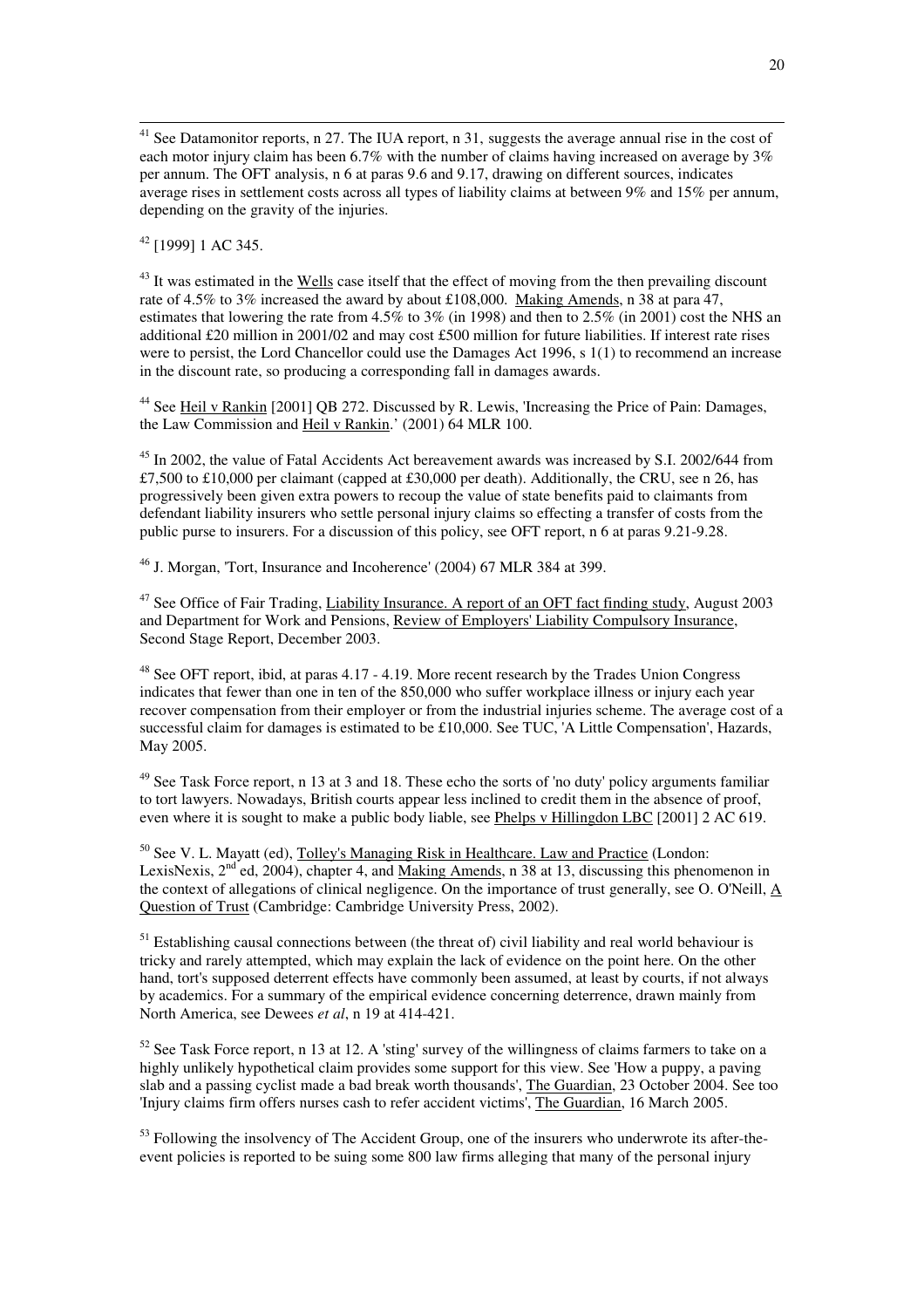[41] See Datamonitor reports, n 27. The IUA report, n 31, suggests the average annual rise in the cost of each motor injury claim has been 6.7% with the number of claims having increased on average by 3% per annum. The OFT analysis, n 6 at paras 9.6 and 9.17, drawing on different sources, indicates average rises in settlement costs across all types of liability claims at between 9% and 15% per annum, depending on the gravity of the injuries.

[42] [1999] 1 AC 345.

[43] It was estimated in the Wells case itself that the effect of moving from the then prevailing discount rate of 4.5% to 3% increased the award by about £108,000. Making Amends, n 38 at para 47, estimates that lowering the rate from 4.5% to 3% (in 1998) and then to 2.5% (in 2001) cost the NHS an additional £20 million in 2001/02 and may cost £500 million for future liabilities. If interest rate rises were to persist, the Lord Chancellor could use the Damages Act 1996, s 1(1) to recommend an increase in the discount rate, so producing a corresponding fall in damages awards.

[44] See Heil v Rankin [2001] QB 272. Discussed by R. Lewis, 'Increasing the Price of Pain: Damages, the Law Commission and Heil v Rankin.' (2001) 64 MLR 100.

[45] In 2002, the value of Fatal Accidents Act bereavement awards was increased by S.I. 2002/644 from £7,500 to £10,000 per claimant (capped at £30,000 per death). Additionally, the CRU, see n 26, has progressively been given extra powers to recoup the value of state benefits paid to claimants from defendant liability insurers who settle personal injury claims so effecting a transfer of costs from the public purse to insurers. For a discussion of this policy, see OFT report, n 6 at paras 9.21-9.28.

[46] J. Morgan, 'Tort, Insurance and Incoherence' (2004) 67 MLR 384 at 399.

[47] See Office of Fair Trading, Liability Insurance. A report of an OFT fact finding study, August 2003 and Department for Work and Pensions, Review of Employers' Liability Compulsory Insurance, Second Stage Report, December 2003.

[48] See OFT report, ibid, at paras 4.17 - 4.19. More recent research by the Trades Union Congress indicates that fewer than one in ten of the 850,000 who suffer workplace illness or injury each year recover compensation from their employer or from the industrial injuries scheme. The average cost of a successful claim for damages is estimated to be £10,000. See TUC, 'A Little Compensation', Hazards, May 2005.

[49] See Task Force report, n 13 at 3 and 18. These echo the sorts of 'no duty' policy arguments familiar to tort lawyers. Nowadays, British courts appear less inclined to credit them in the absence of proof, even where it is sought to make a public body liable, see Phelps v Hillingdon LBC [2001] 2 AC 619.

[50] See V. L. Mayatt (ed), Tolley's Managing Risk in Healthcare. Law and Practice (London: LexisNexis, 2nd ed, 2004), chapter 4, and Making Amends, n 38 at 13, discussing this phenomenon in the context of allegations of clinical negligence. On the importance of trust generally, see O. O'Neill, A Question of Trust (Cambridge: Cambridge University Press, 2002).

[51] Establishing causal connections between (the threat of) civil liability and real world behaviour is tricky and rarely attempted, which may explain the lack of evidence on the point here. On the other hand, tort's supposed deterrent effects have commonly been assumed, at least by courts, if not always by academics. For a summary of the empirical evidence concerning deterrence, drawn mainly from North America, see Dewees *et al*, n 19 at 414-421.

[52] See Task Force report, n 13 at 12. A 'sting' survey of the willingness of claims farmers to take on a highly unlikely hypothetical claim provides some support for this view. See 'How a puppy, a paving slab and a passing cyclist made a bad break worth thousands', The Guardian, 23 October 2004. See too 'Injury claims firm offers nurses cash to refer accident victims', The Guardian, 16 March 2005.

[53] Following the insolvency of The Accident Group, one of the insurers who underwrote its after-the-event policies is reported to be suing some 800 law firms alleging that many of the personal injury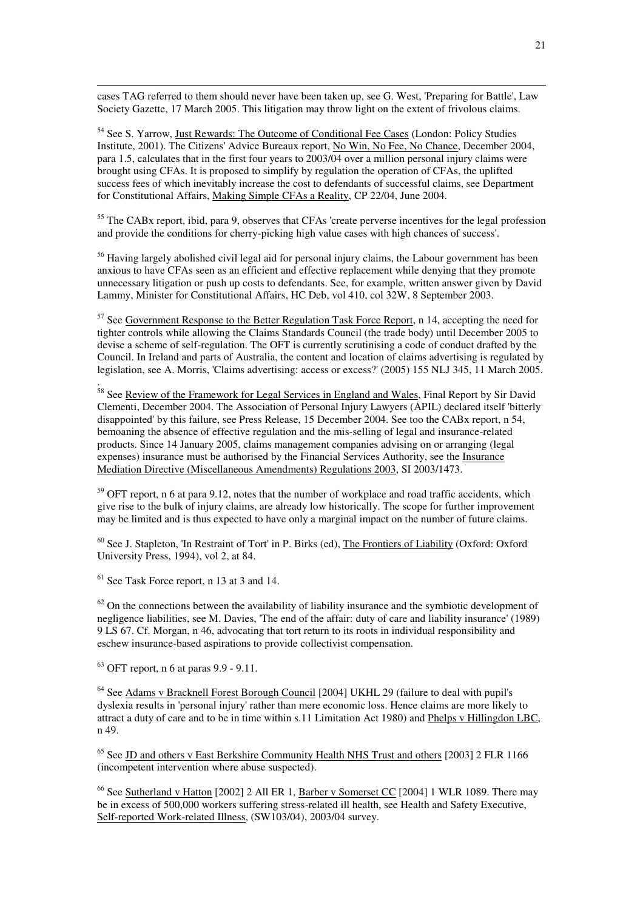cases TAG referred to them should never have been taken up, see G. West, 'Preparing for Battle', Law Society Gazette, 17 March 2005. This litigation may throw light on the extent of frivolous claims.

[54] See S. Yarrow, Just Rewards: The Outcome of Conditional Fee Cases (London: Policy Studies Institute, 2001). The Citizens' Advice Bureaux report, No Win, No Fee, No Chance, December 2004, para 1.5, calculates that in the first four years to 2003/04 over a million personal injury claims were brought using CFAs. It is proposed to simplify by regulation the operation of CFAs, the uplifted success fees of which inevitably increase the cost to defendants of successful claims, see Department for Constitutional Affairs, Making Simple CFAs a Reality, CP 22/04, June 2004.

[55] The CABx report, ibid, para 9, observes that CFAs 'create perverse incentives for the legal profession and provide the conditions for cherry-picking high value cases with high chances of success'.

[56] Having largely abolished civil legal aid for personal injury claims, the Labour government has been anxious to have CFAs seen as an efficient and effective replacement while denying that they promote unnecessary litigation or push up costs to defendants. See, for example, written answer given by David Lammy, Minister for Constitutional Affairs, HC Deb, vol 410, col 32W, 8 September 2003.

[57] See Government Response to the Better Regulation Task Force Report, n 14, accepting the need for tighter controls while allowing the Claims Standards Council (the trade body) until December 2005 to devise a scheme of self-regulation. The OFT is currently scrutinising a code of conduct drafted by the Council. In Ireland and parts of Australia, the content and location of claims advertising is regulated by legislation, see A. Morris, 'Claims advertising: access or excess?' (2005) 155 NLJ 345, 11 March 2005.

[58] See Review of the Framework for Legal Services in England and Wales, Final Report by Sir David Clementi, December 2004. The Association of Personal Injury Lawyers (APIL) declared itself 'bitterly disappointed' by this failure, see Press Release, 15 December 2004. See too the CABx report, n 54, bemoaning the absence of effective regulation and the mis-selling of legal and insurance-related products. Since 14 January 2005, claims management companies advising on or arranging (legal expenses) insurance must be authorised by the Financial Services Authority, see the Insurance Mediation Directive (Miscellaneous Amendments) Regulations 2003, SI 2003/1473.

[59] OFT report, n 6 at para 9.12, notes that the number of workplace and road traffic accidents, which give rise to the bulk of injury claims, are already low historically. The scope for further improvement may be limited and is thus expected to have only a marginal impact on the number of future claims.

[60] See J. Stapleton, 'In Restraint of Tort' in P. Birks (ed), The Frontiers of Liability (Oxford: Oxford University Press, 1994), vol 2, at 84.

[61] See Task Force report, n 13 at 3 and 14.

[62] On the connections between the availability of liability insurance and the symbiotic development of negligence liabilities, see M. Davies, 'The end of the affair: duty of care and liability insurance' (1989) 9 LS 67. Cf. Morgan, n 46, advocating that tort return to its roots in individual responsibility and eschew insurance-based aspirations to provide collectivist compensation.

[63] OFT report, n 6 at paras 9.9 - 9.11.

[64] See Adams v Bracknell Forest Borough Council [2004] UKHL 29 (failure to deal with pupil's dyslexia results in 'personal injury' rather than mere economic loss. Hence claims are more likely to attract a duty of care and to be in time within s.11 Limitation Act 1980) and Phelps v Hillingdon LBC, n 49.

[65] See JD and others v East Berkshire Community Health NHS Trust and others [2003] 2 FLR 1166 (incompetent intervention where abuse suspected).

[66] See Sutherland v Hatton [2002] 2 All ER 1, Barber v Somerset CC [2004] 1 WLR 1089. There may be in excess of 500,000 workers suffering stress-related ill health, see Health and Safety Executive, Self-reported Work-related Illness, (SW103/04), 2003/04 survey.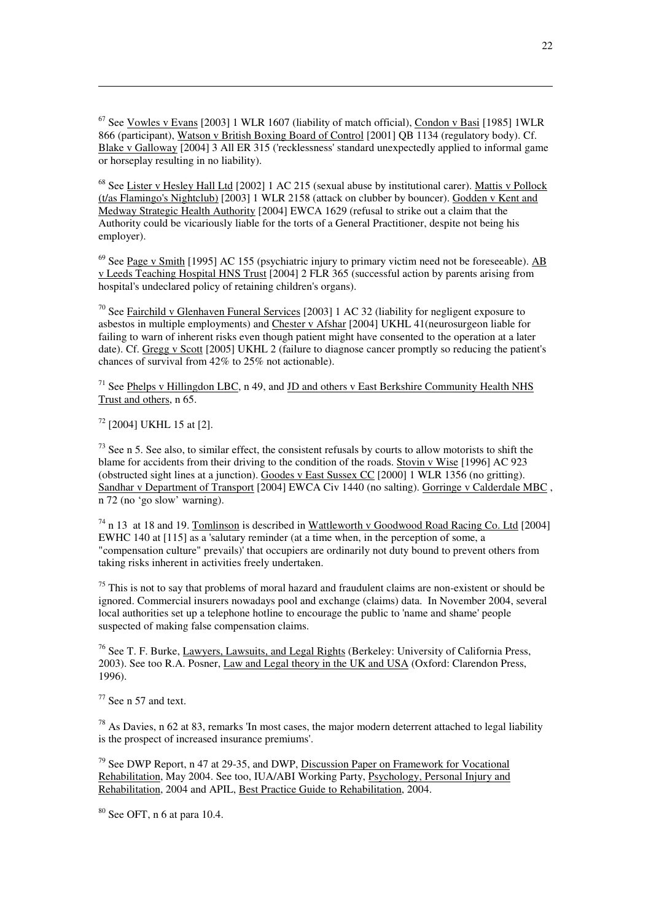[67] See Vowles v Evans [2003] 1 WLR 1607 (liability of match official), Condon v Basi [1985] 1WLR 866 (participant), Watson v British Boxing Board of Control [2001] QB 1134 (regulatory body). Cf. Blake v Galloway [2004] 3 All ER 315 ('recklessness' standard unexpectedly applied to informal game or horseplay resulting in no liability).

[68] See Lister v Hesley Hall Ltd [2002] 1 AC 215 (sexual abuse by institutional carer). Mattis v Pollock (t/as Flamingo's Nightclub) [2003] 1 WLR 2158 (attack on clubber by bouncer). Godden v Kent and Medway Strategic Health Authority [2004] EWCA 1629 (refusal to strike out a claim that the Authority could be vicariously liable for the torts of a General Practitioner, despite not being his employer).

[69] See Page v Smith [1995] AC 155 (psychiatric injury to primary victim need not be foreseeable). AB v Leeds Teaching Hospital HNS Trust [2004] 2 FLR 365 (successful action by parents arising from hospital's undeclared policy of retaining children's organs).

[70] See Fairchild v Glenhaven Funeral Services [2003] 1 AC 32 (liability for negligent exposure to asbestos in multiple employments) and Chester v Afshar [2004] UKHL 41(neurosurgeon liable for failing to warn of inherent risks even though patient might have consented to the operation at a later date). Cf. Gregg v Scott [2005] UKHL 2 (failure to diagnose cancer promptly so reducing the patient's chances of survival from 42% to 25% not actionable).

[71] See Phelps v Hillingdon LBC, n 49, and JD and others v East Berkshire Community Health NHS Trust and others, n 65.

[72] [2004] UKHL 15 at [2].

[73] See n 5. See also, to similar effect, the consistent refusals by courts to allow motorists to shift the blame for accidents from their driving to the condition of the roads. Stovin v Wise [1996] AC 923 (obstructed sight lines at a junction). Goodes v East Sussex CC [2000] 1 WLR 1356 (no gritting). Sandhar v Department of Transport [2004] EWCA Civ 1440 (no salting). Gorringe v Calderdale MBC , n 72 (no 'go slow' warning).

[74] n 13 at 18 and 19. Tomlinson is described in Wattleworth v Goodwood Road Racing Co. Ltd [2004] EWHC 140 at [115] as a 'salutary reminder (at a time when, in the perception of some, a "compensation culture" prevails)' that occupiers are ordinarily not duty bound to prevent others from taking risks inherent in activities freely undertaken.

[75] This is not to say that problems of moral hazard and fraudulent claims are non-existent or should be ignored. Commercial insurers nowadays pool and exchange (claims) data. In November 2004, several local authorities set up a telephone hotline to encourage the public to 'name and shame' people suspected of making false compensation claims.

[76] See T. F. Burke, Lawyers, Lawsuits, and Legal Rights (Berkeley: University of California Press, 2003). See too R.A. Posner, Law and Legal theory in the UK and USA (Oxford: Clarendon Press, 1996).

[77] See n 57 and text.

[78] As Davies, n 62 at 83, remarks 'In most cases, the major modern deterrent attached to legal liability is the prospect of increased insurance premiums'.

[79] See DWP Report, n 47 at 29-35, and DWP, Discussion Paper on Framework for Vocational Rehabilitation, May 2004. See too, IUA/ABI Working Party, Psychology, Personal Injury and Rehabilitation, 2004 and APIL, Best Practice Guide to Rehabilitation, 2004.

[80] See OFT, n 6 at para 10.4.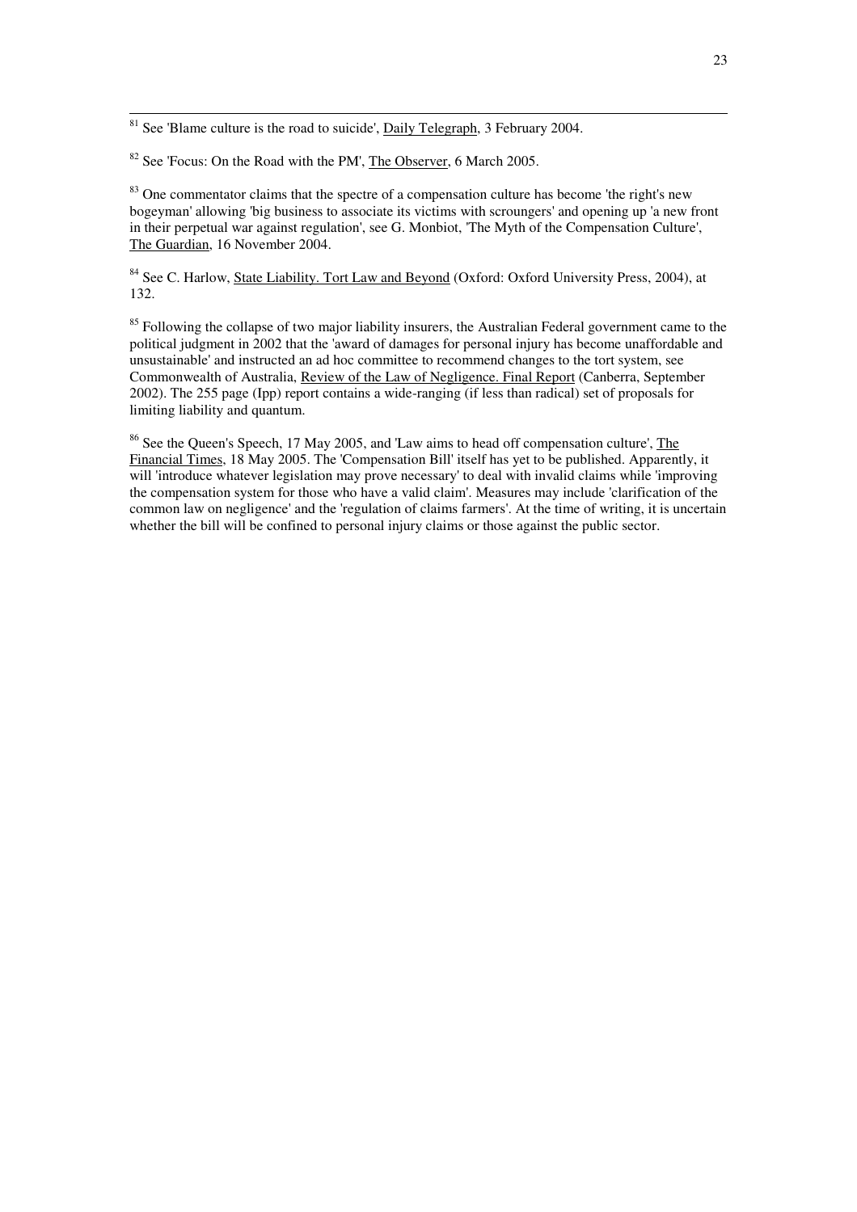[81] See 'Blame culture is the road to suicide', Daily Telegraph, 3 February 2004.

[82] See 'Focus: On the Road with the PM', The Observer, 6 March 2005.

[83] One commentator claims that the spectre of a compensation culture has become 'the right's new bogeyman' allowing 'big business to associate its victims with scroungers' and opening up 'a new front in their perpetual war against regulation', see G. Monbiot, 'The Myth of the Compensation Culture', The Guardian, 16 November 2004.

[84] See C. Harlow, State Liability. Tort Law and Beyond (Oxford: Oxford University Press, 2004), at 132.

[85] Following the collapse of two major liability insurers, the Australian Federal government came to the political judgment in 2002 that the 'award of damages for personal injury has become unaffordable and unsustainable' and instructed an ad hoc committee to recommend changes to the tort system, see Commonwealth of Australia, Review of the Law of Negligence. Final Report (Canberra, September 2002). The 255 page (Ipp) report contains a wide-ranging (if less than radical) set of proposals for limiting liability and quantum.

[86] See the Queen's Speech, 17 May 2005, and 'Law aims to head off compensation culture', The Financial Times, 18 May 2005. The 'Compensation Bill' itself has yet to be published. Apparently, it will 'introduce whatever legislation may prove necessary' to deal with invalid claims while 'improving the compensation system for those who have a valid claim'. Measures may include 'clarification of the common law on negligence' and the 'regulation of claims farmers'. At the time of writing, it is uncertain whether the bill will be confined to personal injury claims or those against the public sector.